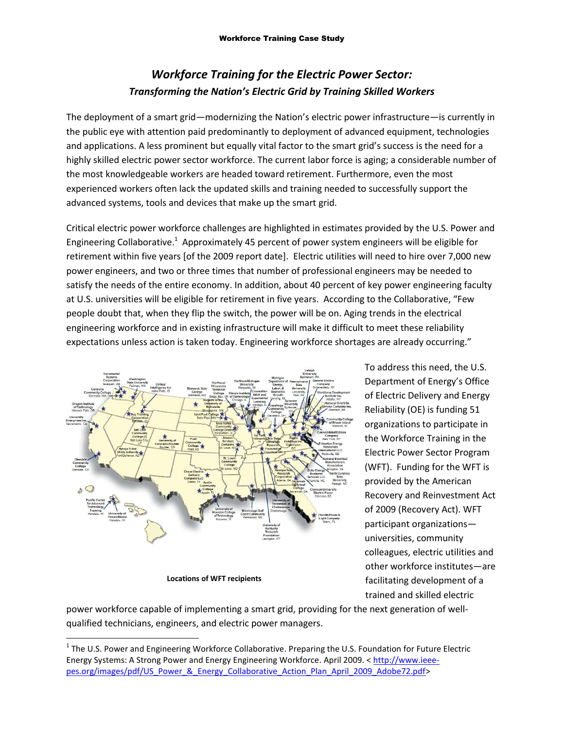# *Workforce Training for the Electric Power Sector:*

## *Transforming the Nation's Electric Grid by Training Skilled Workers*

The deployment of a smart grid—modernizing the Nation's electric power infrastructure—is currently in the public eye with attention paid predominantly to deployment of advanced equipment, technologies and applications. A less prominent but equally vital factor to the smart grid's success is the need for a highly skilled electric power sector workforce. The current labor force is aging; a considerable number of the most knowledgeable workers are headed toward retirement. Furthermore, even the most experienced workers often lack the updated skills and training needed to successfully support the advanced systems, tools and devices that make up the smart grid.

Critical electric power workforce challenges are highlighted in estimates provided by the U.S. Power and Engineering Collaborative.[1] Approximately 45 percent of power system engineers will be eligible for retirement within five years [of the 2009 report date]. Electric utilities will need to hire over 7,000 new power engineers, and two or three times that number of professional engineers may be needed to satisfy the needs of the entire economy. In addition, about 40 percent of key power engineering faculty at U.S. universities will be eligible for retirement in five years. According to the Collaborative, "Few people doubt that, when they flip the switch, the power will be on. Aging trends in the electrical engineering workforce and in existing infrastructure will make it difficult to meet these reliability expectations unless action is taken today. Engineering workforce shortages are already occurring."

**Locations of WFT recipients**

To address this need, the U.S. Department of Energy's Office of Electric Delivery and Energy Reliability (OE) is funding 51 organizations to participate in the Workforce Training in the Electric Power Sector Program (WFT). Funding for the WFT is provided by the American Recovery and Reinvestment Act of 2009 (Recovery Act). WFT participant organizations—universities, community colleagues, electric utilities and other workforce institutes—are facilitating development of a trained and skilled electric power workforce capable of implementing a smart grid, providing for the next generation of well-qualified technicians, engineers, and electric power managers.

---

[1] The U.S. Power and Engineering Workforce Collaborative. Preparing the U.S. Foundation for Future Electric Energy Systems: A Strong Power and Energy Engineering Workforce. April 2009. < http://www.ieee-pes.org/images/pdf/US_Power_&_Energy_Collaborative_Action_Plan_April_2009_Adobe72.pdf>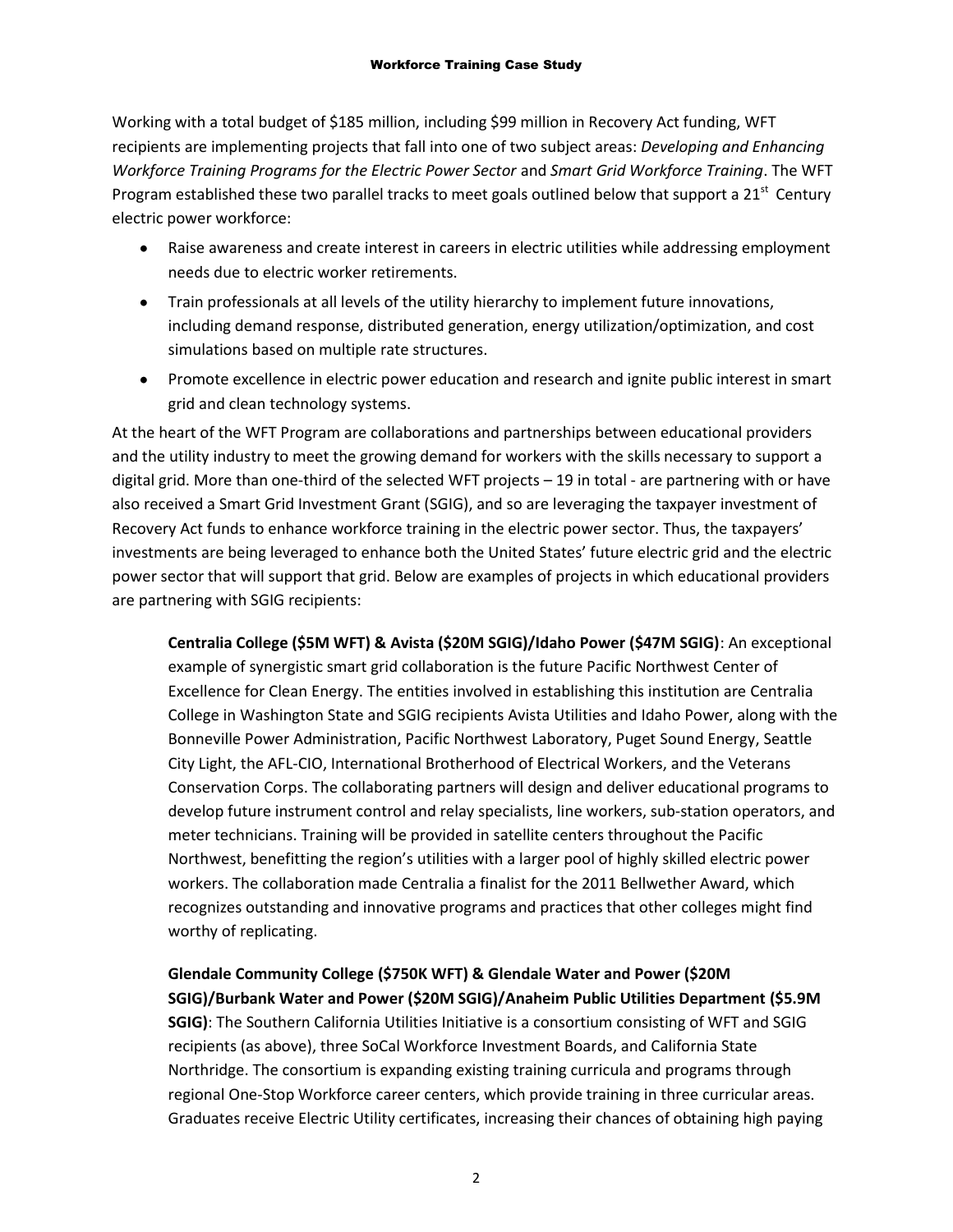Working with a total budget of $185 million, including $99 million in Recovery Act funding, WFT recipients are implementing projects that fall into one of two subject areas: *Developing and Enhancing Workforce Training Programs for the Electric Power Sector* and *Smart Grid Workforce Training*. The WFT Program established these two parallel tracks to meet goals outlined below that support a 21st Century electric power workforce:

- Raise awareness and create interest in careers in electric utilities while addressing employment needs due to electric worker retirements.
- Train professionals at all levels of the utility hierarchy to implement future innovations, including demand response, distributed generation, energy utilization/optimization, and cost simulations based on multiple rate structures.
- Promote excellence in electric power education and research and ignite public interest in smart grid and clean technology systems.

At the heart of the WFT Program are collaborations and partnerships between educational providers and the utility industry to meet the growing demand for workers with the skills necessary to support a digital grid. More than one-third of the selected WFT projects – 19 in total - are partnering with or have also received a Smart Grid Investment Grant (SGIG), and so are leveraging the taxpayer investment of Recovery Act funds to enhance workforce training in the electric power sector. Thus, the taxpayers' investments are being leveraged to enhance both the United States' future electric grid and the electric power sector that will support that grid. Below are examples of projects in which educational providers are partnering with SGIG recipients:

**Centralia College ($5M WFT) & Avista ($20M SGIG)/Idaho Power ($47M SGIG)**: An exceptional example of synergistic smart grid collaboration is the future Pacific Northwest Center of Excellence for Clean Energy. The entities involved in establishing this institution are Centralia College in Washington State and SGIG recipients Avista Utilities and Idaho Power, along with the Bonneville Power Administration, Pacific Northwest Laboratory, Puget Sound Energy, Seattle City Light, the AFL-CIO, International Brotherhood of Electrical Workers, and the Veterans Conservation Corps. The collaborating partners will design and deliver educational programs to develop future instrument control and relay specialists, line workers, sub-station operators, and meter technicians. Training will be provided in satellite centers throughout the Pacific Northwest, benefitting the region's utilities with a larger pool of highly skilled electric power workers. The collaboration made Centralia a finalist for the 2011 Bellwether Award, which recognizes outstanding and innovative programs and practices that other colleges might find worthy of replicating.

**Glendale Community College ($750K WFT) & Glendale Water and Power ($20M SGIG)/Burbank Water and Power ($20M SGIG)/Anaheim Public Utilities Department ($5.9M SGIG)**: The Southern California Utilities Initiative is a consortium consisting of WFT and SGIG recipients (as above), three SoCal Workforce Investment Boards, and California State Northridge. The consortium is expanding existing training curricula and programs through regional One-Stop Workforce career centers, which provide training in three curricular areas. Graduates receive Electric Utility certificates, increasing their chances of obtaining high paying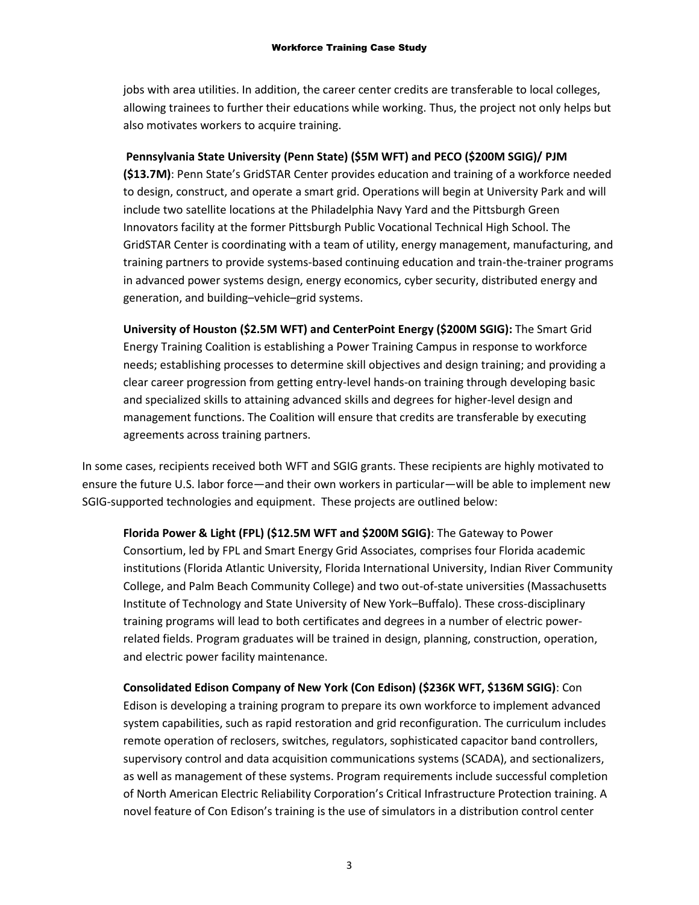jobs with area utilities. In addition, the career center credits are transferable to local colleges, allowing trainees to further their educations while working. Thus, the project not only helps but also motivates workers to acquire training.

**Pennsylvania State University (Penn State) ($5M WFT) and PECO ($200M SGIG)/ PJM ($13.7M)**: Penn State's GridSTAR Center provides education and training of a workforce needed to design, construct, and operate a smart grid. Operations will begin at University Park and will include two satellite locations at the Philadelphia Navy Yard and the Pittsburgh Green Innovators facility at the former Pittsburgh Public Vocational Technical High School. The GridSTAR Center is coordinating with a team of utility, energy management, manufacturing, and training partners to provide systems-based continuing education and train-the-trainer programs in advanced power systems design, energy economics, cyber security, distributed energy and generation, and building–vehicle–grid systems.

**University of Houston ($2.5M WFT) and CenterPoint Energy ($200M SGIG):** The Smart Grid Energy Training Coalition is establishing a Power Training Campus in response to workforce needs; establishing processes to determine skill objectives and design training; and providing a clear career progression from getting entry-level hands-on training through developing basic and specialized skills to attaining advanced skills and degrees for higher-level design and management functions. The Coalition will ensure that credits are transferable by executing agreements across training partners.

In some cases, recipients received both WFT and SGIG grants. These recipients are highly motivated to ensure the future U.S. labor force—and their own workers in particular—will be able to implement new SGIG-supported technologies and equipment. These projects are outlined below:

**Florida Power & Light (FPL) ($12.5M WFT and $200M SGIG)**: The Gateway to Power Consortium, led by FPL and Smart Energy Grid Associates, comprises four Florida academic institutions (Florida Atlantic University, Florida International University, Indian River Community College, and Palm Beach Community College) and two out-of-state universities (Massachusetts Institute of Technology and State University of New York–Buffalo). These cross-disciplinary training programs will lead to both certificates and degrees in a number of electric power-related fields. Program graduates will be trained in design, planning, construction, operation, and electric power facility maintenance.

**Consolidated Edison Company of New York (Con Edison) ($236K WFT, $136M SGIG)**: Con Edison is developing a training program to prepare its own workforce to implement advanced system capabilities, such as rapid restoration and grid reconfiguration. The curriculum includes remote operation of reclosers, switches, regulators, sophisticated capacitor band controllers, supervisory control and data acquisition communications systems (SCADA), and sectionalizers, as well as management of these systems. Program requirements include successful completion of North American Electric Reliability Corporation's Critical Infrastructure Protection training. A novel feature of Con Edison's training is the use of simulators in a distribution control center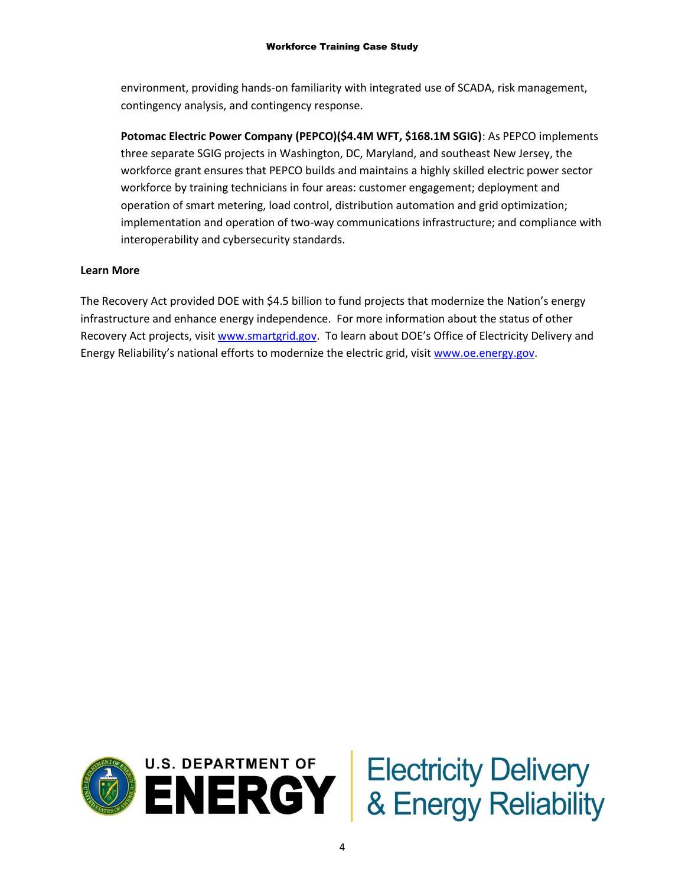environment, providing hands-on familiarity with integrated use of SCADA, risk management, contingency analysis, and contingency response.

**Potomac Electric Power Company (PEPCO)($4.4M WFT, $168.1M SGIG)**: As PEPCO implements three separate SGIG projects in Washington, DC, Maryland, and southeast New Jersey, the workforce grant ensures that PEPCO builds and maintains a highly skilled electric power sector workforce by training technicians in four areas: customer engagement; deployment and operation of smart metering, load control, distribution automation and grid optimization; implementation and operation of two-way communications infrastructure; and compliance with interoperability and cybersecurity standards.

**Learn More**

The Recovery Act provided DOE with $4.5 billion to fund projects that modernize the Nation's energy infrastructure and enhance energy independence. For more information about the status of other Recovery Act projects, visit [www.smartgrid.gov](http://www.smartgrid.gov). To learn about DOE's Office of Electricity Delivery and Energy Reliability's national efforts to modernize the electric grid, visit [www.oe.energy.gov](http://www.oe.energy.gov).

U.S. DEPARTMENT OF ENERGY | Electricity Delivery & Energy Reliability